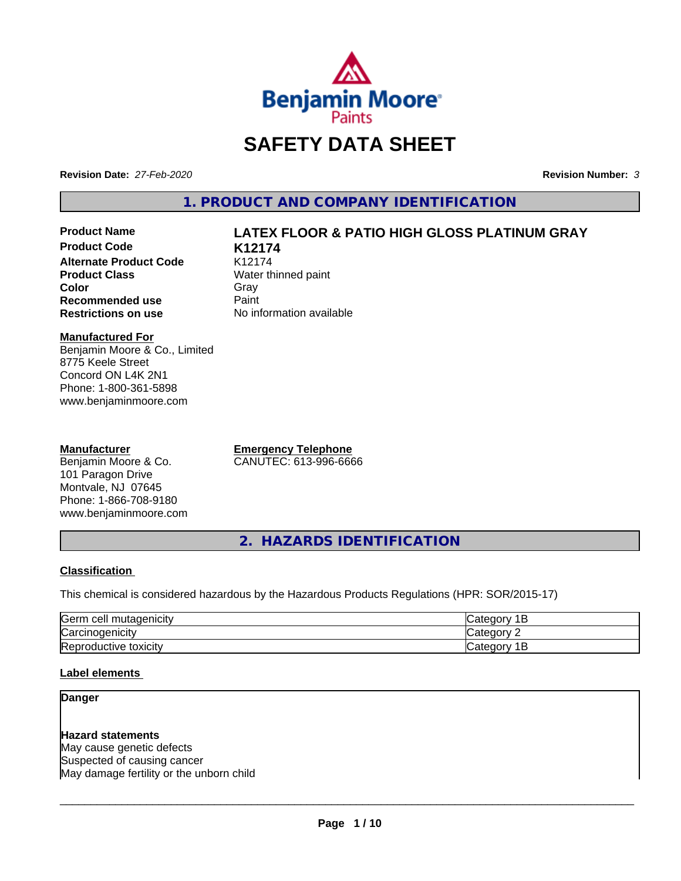# SAFETY DATA SHEET

**Revision Date:** *27-Feb-2020* **Revision Number:** *3*

## 1. PRODUCT AND COMPANY IDENTIFICATION

| | |
|---|---|
| **Product Name** | **LATEX FLOOR & PATIO HIGH GLOSS PLATINUM GRAY** |
| **Product Code** | **K12174** |
| **Alternate Product Code** | K12174 |
| **Product Class** | Water thinned paint |
| **Color** | Gray |
| **Recommended use** | Paint |
| **Restrictions on use** | No information available |

**Manufactured For**
Benjamin Moore & Co., Limited
8775 Keele Street
Concord ON L4K 2N1
Phone: 1-800-361-5898
www.benjaminmoore.com

**Manufacturer**
Benjamin Moore & Co.
101 Paragon Drive
Montvale, NJ 07645
Phone: 1-866-708-9180
www.benjaminmoore.com

**Emergency Telephone**
CANUTEC: 613-996-6666

## 2. HAZARDS IDENTIFICATION

### Classification

This chemical is considered hazardous by the Hazardous Products Regulations (HPR: SOR/2015-17)

| | |
|---|---|
| Germ cell mutagenicity | Category 1B |
| Carcinogenicity | Category 2 |
| Reproductive toxicity | Category 1B |

### Label elements

**Danger**

**Hazard statements**
May cause genetic defects
Suspected of causing cancer
May damage fertility or the unborn child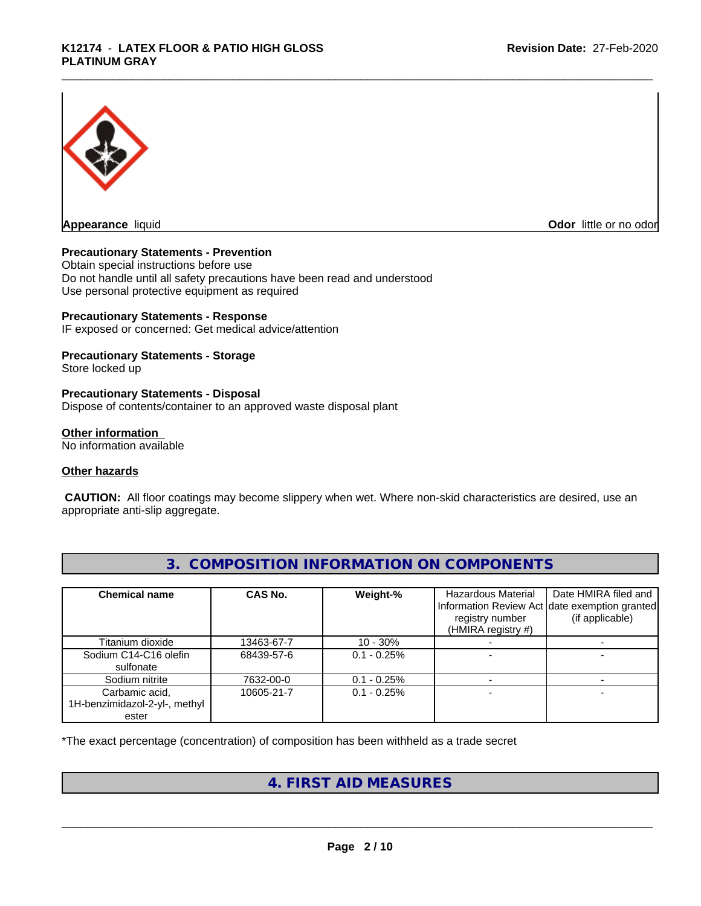**Appearance** liquid **Odor** little or no odor

**Precautionary Statements - Prevention**

Obtain special instructions before use
Do not handle until all safety precautions have been read and understood
Use personal protective equipment as required

**Precautionary Statements - Response**

IF exposed or concerned: Get medical advice/attention

**Precautionary Statements - Storage**

Store locked up

**Precautionary Statements - Disposal**

Dispose of contents/container to an approved waste disposal plant

**Other information**

No information available

**Other hazards**

**CAUTION:** All floor coatings may become slippery when wet. Where non-skid characteristics are desired, use an appropriate anti-slip aggregate.

## 3. COMPOSITION INFORMATION ON COMPONENTS

| Chemical name | CAS No. | Weight-% | Hazardous Material Information Review Act registry number (HMIRA registry #) | Date HMIRA filed and date exemption granted (if applicable) |
|---|---|---|---|---|
| Titanium dioxide | 13463-67-7 | 10 - 30% | - | - |
| Sodium C14-C16 olefin sulfonate | 68439-57-6 | 0.1 - 0.25% | - | - |
| Sodium nitrite | 7632-00-0 | 0.1 - 0.25% | - | - |
| Carbamic acid, 1H-benzimidazol-2-yl-, methyl ester | 10605-21-7 | 0.1 - 0.25% | - | - |

*The exact percentage (concentration) of composition has been withheld as a trade secret

## 4. FIRST AID MEASURES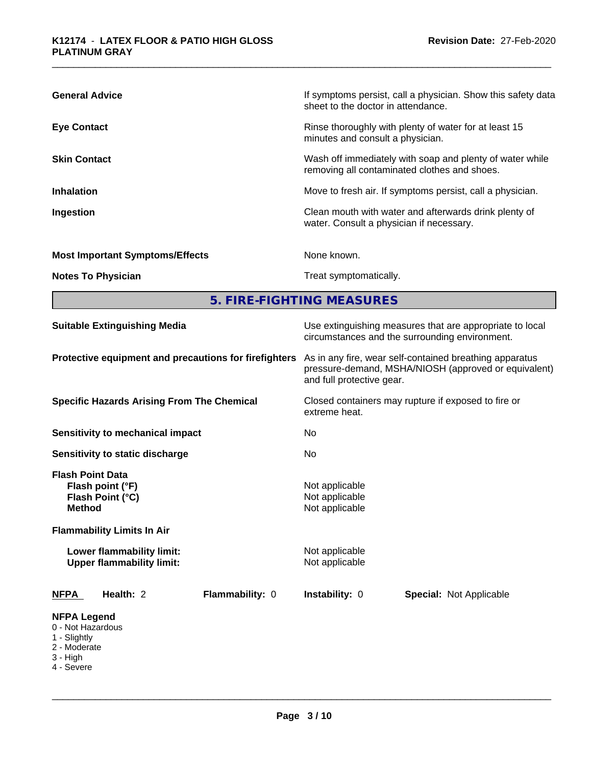| | |
|---|---|
| **General Advice** | If symptoms persist, call a physician. Show this safety data sheet to the doctor in attendance. |
| **Eye Contact** | Rinse thoroughly with plenty of water for at least 15 minutes and consult a physician. |
| **Skin Contact** | Wash off immediately with soap and plenty of water while removing all contaminated clothes and shoes. |
| **Inhalation** | Move to fresh air. If symptoms persist, call a physician. |
| **Ingestion** | Clean mouth with water and afterwards drink plenty of water. Consult a physician if necessary. |
| **Most Important Symptoms/Effects** | None known. |
| **Notes To Physician** | Treat symptomatically. |

## 5. FIRE-FIGHTING MEASURES

| | |
|---|---|
| **Suitable Extinguishing Media** | Use extinguishing measures that are appropriate to local circumstances and the surrounding environment. |
| **Protective equipment and precautions for firefighters** | As in any fire, wear self-contained breathing apparatus pressure-demand, MSHA/NIOSH (approved or equivalent) and full protective gear. |
| **Specific Hazards Arising From The Chemical** | Closed containers may rupture if exposed to fire or extreme heat. |
| **Sensitivity to mechanical impact** | No |
| **Sensitivity to static discharge** | No |

**Flash Point Data**

| | |
|---|---|
| **Flash point (°F)** | Not applicable |
| **Flash Point (°C)** | Not applicable |
| **Method** | Not applicable |

**Flammability Limits In Air**

| | |
|---|---|
| **Lower flammability limit:** | Not applicable |
| **Upper flammability limit:** | Not applicable |

| **NFPA** | **Health:** 2 | **Flammability:** 0 | **Instability:** 0 | **Special:** Not Applicable |
|---|---|---|---|---|

**NFPA Legend**
- 0 - Not Hazardous
- 1 - Slightly
- 2 - Moderate
- 3 - High
- 4 - Severe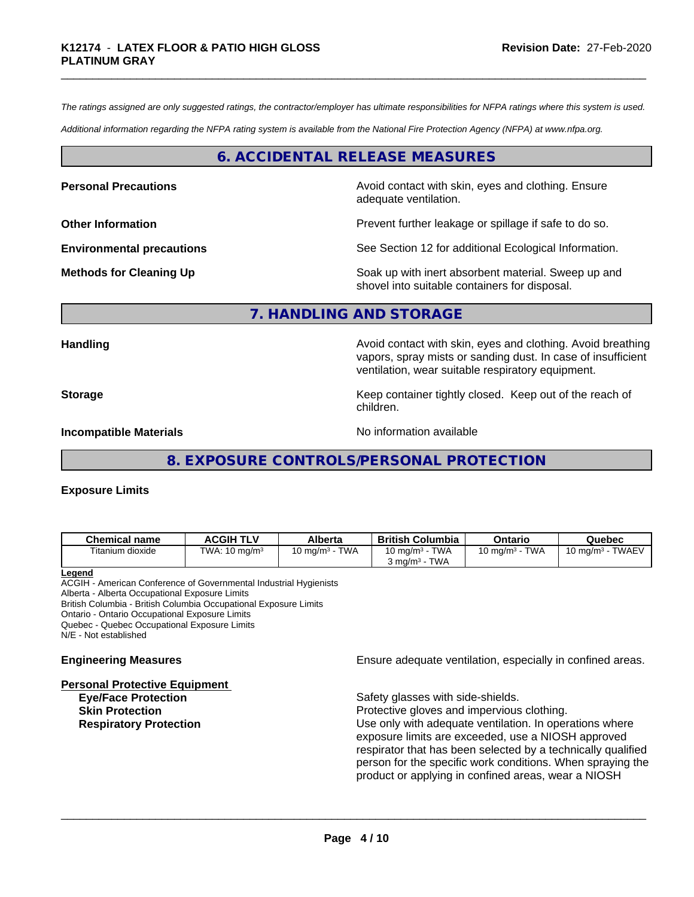*The ratings assigned are only suggested ratings, the contractor/employer has ultimate responsibilities for NFPA ratings where this system is used.*

*Additional information regarding the NFPA rating system is available from the National Fire Protection Agency (NFPA) at www.nfpa.org.*

## 6. ACCIDENTAL RELEASE MEASURES

**Personal Precautions** Avoid contact with skin, eyes and clothing. Ensure adequate ventilation.

**Other Information** Prevent further leakage or spillage if safe to do so.

**Environmental precautions** See Section 12 for additional Ecological Information.

**Methods for Cleaning Up** Soak up with inert absorbent material. Sweep up and shovel into suitable containers for disposal.

## 7. HANDLING AND STORAGE

**Handling** Avoid contact with skin, eyes and clothing. Avoid breathing vapors, spray mists or sanding dust. In case of insufficient ventilation, wear suitable respiratory equipment.

**Storage** Keep container tightly closed. Keep out of the reach of children.

**Incompatible Materials** No information available

## 8. EXPOSURE CONTROLS/PERSONAL PROTECTION

**Exposure Limits**

| Chemical name | ACGIH TLV | Alberta | British Columbia | Ontario | Quebec |
|---|---|---|---|---|---|
| Titanium dioxide | TWA: 10 mg/m³ | 10 mg/m³ - TWA | 10 mg/m³ - TWA<br>3 mg/m³ - TWA | 10 mg/m³ - TWA | 10 mg/m³ - TWAEV |

**Legend**
ACGIH - American Conference of Governmental Industrial Hygienists
Alberta - Alberta Occupational Exposure Limits
British Columbia - British Columbia Occupational Exposure Limits
Ontario - Ontario Occupational Exposure Limits
Quebec - Quebec Occupational Exposure Limits
N/E - Not established

**Engineering Measures** Ensure adequate ventilation, especially in confined areas.

**Personal Protective Equipment**

**Eye/Face Protection** Safety glasses with side-shields.

**Skin Protection** Protective gloves and impervious clothing.

**Respiratory Protection** Use only with adequate ventilation. In operations where exposure limits are exceeded, use a NIOSH approved respirator that has been selected by a technically qualified person for the specific work conditions. When spraying the product or applying in confined areas, wear a NIOSH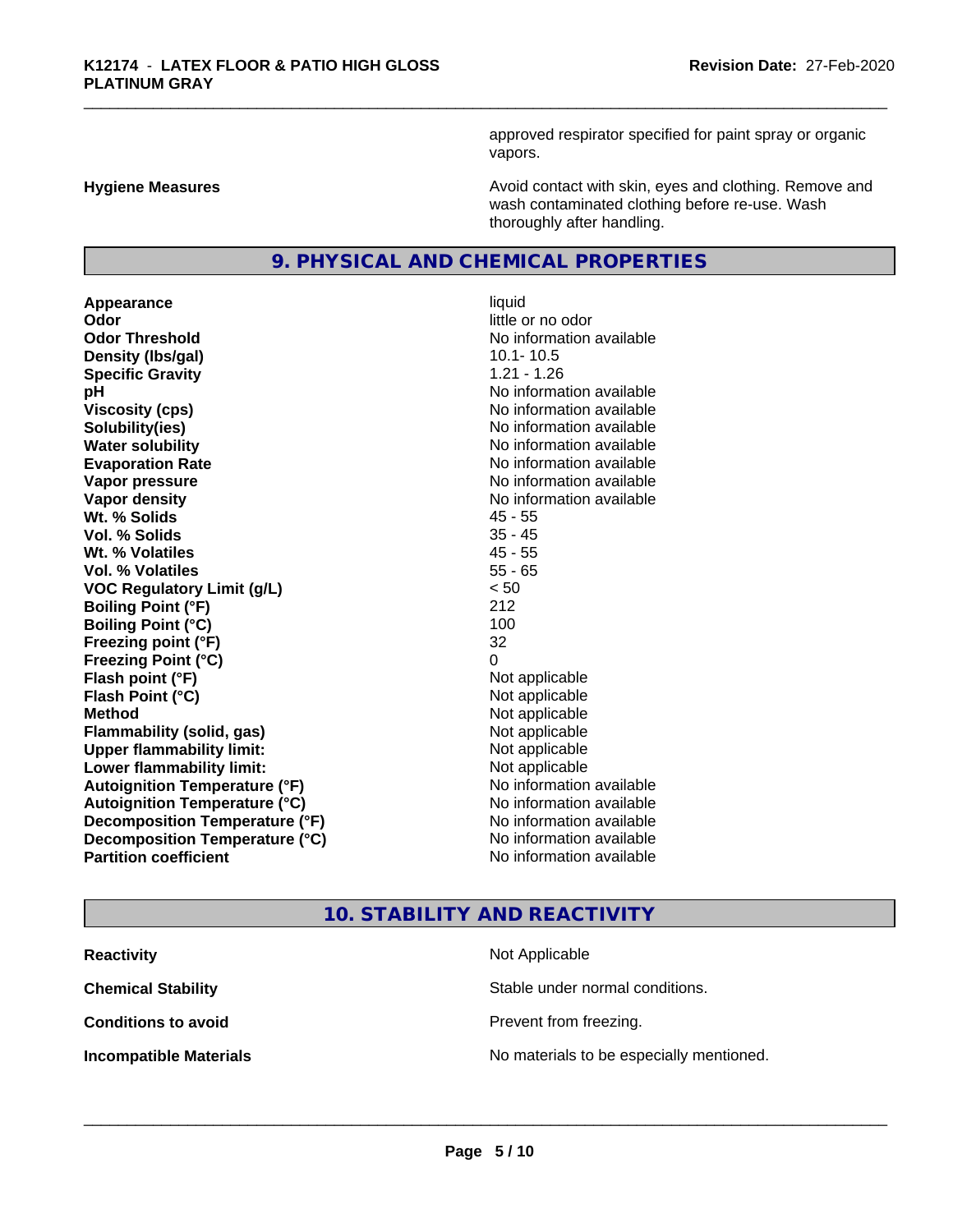approved respirator specified for paint spray or organic vapors.

**Hygiene Measures**
Avoid contact with skin, eyes and clothing. Remove and wash contaminated clothing before re-use. Wash thoroughly after handling.

## 9. PHYSICAL AND CHEMICAL PROPERTIES

| | |
|---|---|
| **Appearance** | liquid |
| **Odor** | little or no odor |
| **Odor Threshold** | No information available |
| **Density (lbs/gal)** | 10.1- 10.5 |
| **Specific Gravity** | 1.21 - 1.26 |
| **pH** | No information available |
| **Viscosity (cps)** | No information available |
| **Solubility(ies)** | No information available |
| **Water solubility** | No information available |
| **Evaporation Rate** | No information available |
| **Vapor pressure** | No information available |
| **Vapor density** | No information available |
| **Wt. % Solids** | 45 - 55 |
| **Vol. % Solids** | 35 - 45 |
| **Wt. % Volatiles** | 45 - 55 |
| **Vol. % Volatiles** | 55 - 65 |
| **VOC Regulatory Limit (g/L)** | < 50 |
| **Boiling Point (°F)** | 212 |
| **Boiling Point (°C)** | 100 |
| **Freezing point (°F)** | 32 |
| **Freezing Point (°C)** | 0 |
| **Flash point (°F)** | Not applicable |
| **Flash Point (°C)** | Not applicable |
| **Method** | Not applicable |
| **Flammability (solid, gas)** | Not applicable |
| **Upper flammability limit:** | Not applicable |
| **Lower flammability limit:** | Not applicable |
| **Autoignition Temperature (°F)** | No information available |
| **Autoignition Temperature (°C)** | No information available |
| **Decomposition Temperature (°F)** | No information available |
| **Decomposition Temperature (°C)** | No information available |
| **Partition coefficient** | No information available |

## 10. STABILITY AND REACTIVITY

| | |
|---|---|
| **Reactivity** | Not Applicable |
| **Chemical Stability** | Stable under normal conditions. |
| **Conditions to avoid** | Prevent from freezing. |
| **Incompatible Materials** | No materials to be especially mentioned. |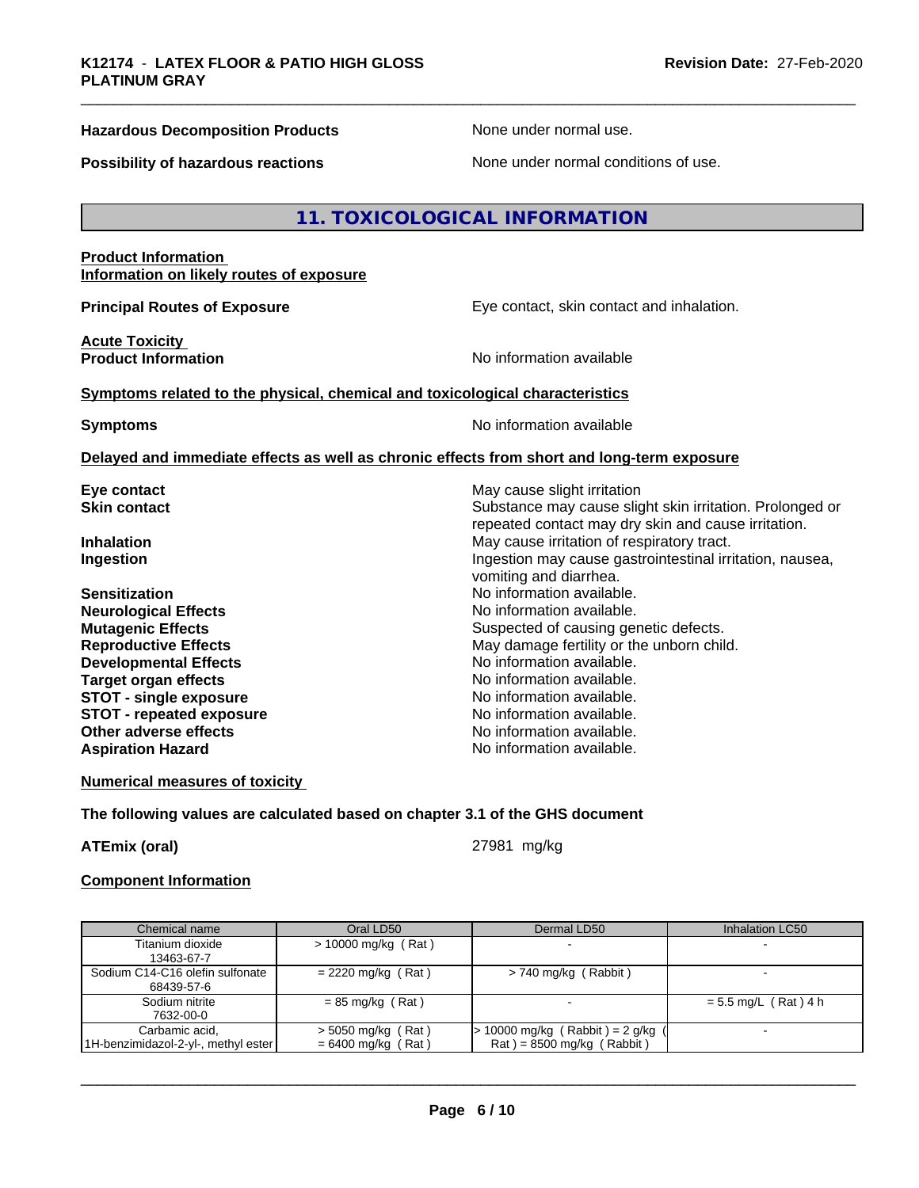**Hazardous Decomposition Products** None under normal use.

**Possibility of hazardous reactions** None under normal conditions of use.

## 11. TOXICOLOGICAL INFORMATION

**Product Information**
**Information on likely routes of exposure**

**Principal Routes of Exposure** Eye contact, skin contact and inhalation.

**Acute Toxicity**
**Product Information** No information available

**Symptoms related to the physical, chemical and toxicological characteristics**

**Symptoms** No information available

**Delayed and immediate effects as well as chronic effects from short and long-term exposure**

**Eye contact** May cause slight irritation
**Skin contact** Substance may cause slight skin irritation. Prolonged or repeated contact may dry skin and cause irritation.
**Inhalation** May cause irritation of respiratory tract.
**Ingestion** Ingestion may cause gastrointestinal irritation, nausea, vomiting and diarrhea.
**Sensitization** No information available.
**Neurological Effects** No information available.
**Mutagenic Effects** Suspected of causing genetic defects.
**Reproductive Effects** May damage fertility or the unborn child.
**Developmental Effects** No information available.
**Target organ effects** No information available.
**STOT - single exposure** No information available.
**STOT - repeated exposure** No information available.
**Other adverse effects** No information available.
**Aspiration Hazard** No information available.

**Numerical measures of toxicity**

**The following values are calculated based on chapter 3.1 of the GHS document**

**ATEmix (oral)** 27981 mg/kg

**Component Information**

| Chemical name | Oral LD50 | Dermal LD50 | Inhalation LC50 |
|---|---|---|---|
| Titanium dioxide 13463-67-7 | > 10000 mg/kg ( Rat ) | - | - |
| Sodium C14-C16 olefin sulfonate 68439-57-6 | = 2220 mg/kg ( Rat ) | > 740 mg/kg ( Rabbit ) | - |
| Sodium nitrite 7632-00-0 | = 85 mg/kg ( Rat ) | - | = 5.5 mg/L ( Rat ) 4 h |
| Carbamic acid, 1H-benzimidazol-2-yl-, methyl ester | > 5050 mg/kg ( Rat ) = 6400 mg/kg ( Rat ) | > 10000 mg/kg ( Rabbit ) = 2 g/kg ( Rat ) = 8500 mg/kg ( Rabbit ) | - |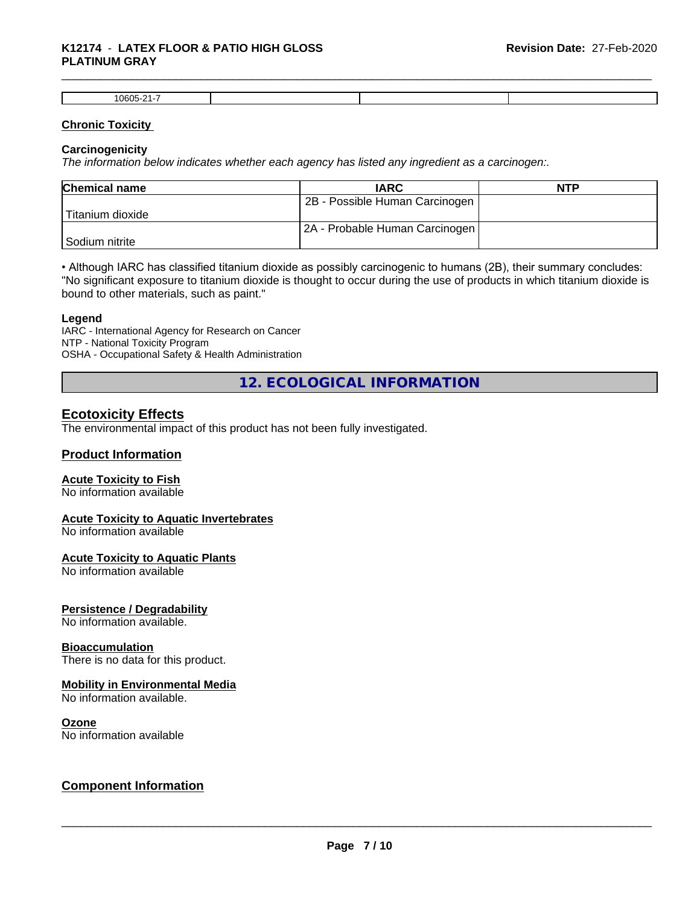| 10605-21-7 | | | |
|---|---|---|---|

**Chronic Toxicity**

**Carcinogenicity**

*The information below indicates whether each agency has listed any ingredient as a carcinogen:.*

| Chemical name | IARC | NTP |
|---|---|---|
| Titanium dioxide | 2B - Possible Human Carcinogen | |
| Sodium nitrite | 2A - Probable Human Carcinogen | |

• Although IARC has classified titanium dioxide as possibly carcinogenic to humans (2B), their summary concludes: "No significant exposure to titanium dioxide is thought to occur during the use of products in which titanium dioxide is bound to other materials, such as paint."

**Legend**

IARC - International Agency for Research on Cancer
NTP - National Toxicity Program
OSHA - Occupational Safety & Health Administration

## 12. ECOLOGICAL INFORMATION

### Ecotoxicity Effects

The environmental impact of this product has not been fully investigated.

### Product Information

**Acute Toxicity to Fish**
No information available

**Acute Toxicity to Aquatic Invertebrates**
No information available

**Acute Toxicity to Aquatic Plants**
No information available

**Persistence / Degradability**
No information available.

**Bioaccumulation**
There is no data for this product.

**Mobility in Environmental Media**
No information available.

**Ozone**
No information available

### Component Information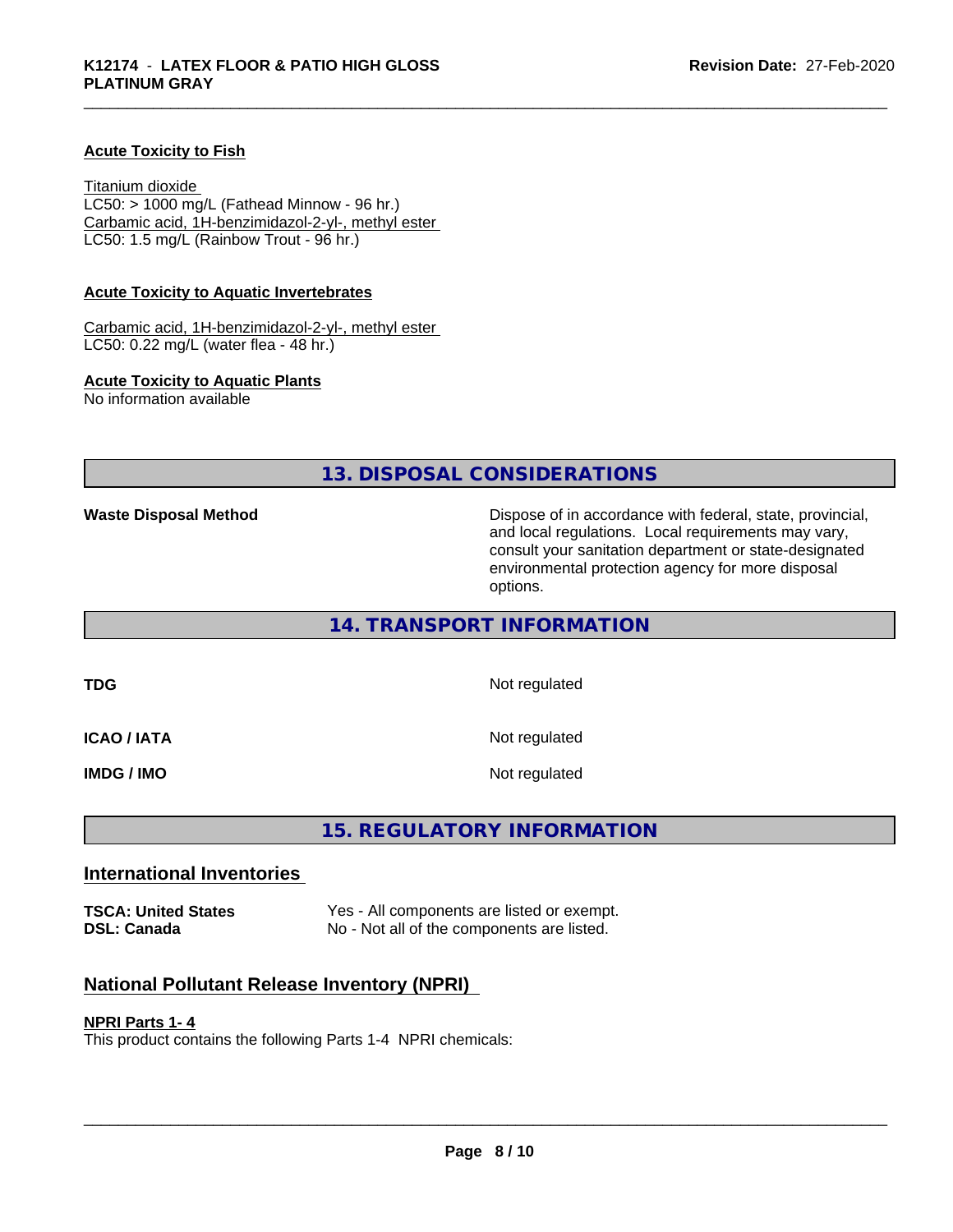**Acute Toxicity to Fish**

Titanium dioxide
LC50: > 1000 mg/L (Fathead Minnow - 96 hr.)
Carbamic acid, 1H-benzimidazol-2-yl-, methyl ester
LC50: 1.5 mg/L (Rainbow Trout - 96 hr.)

**Acute Toxicity to Aquatic Invertebrates**

Carbamic acid, 1H-benzimidazol-2-yl-, methyl ester
LC50: 0.22 mg/L (water flea - 48 hr.)

**Acute Toxicity to Aquatic Plants**
No information available

## 13. DISPOSAL CONSIDERATIONS

**Waste Disposal Method** Dispose of in accordance with federal, state, provincial, and local regulations. Local requirements may vary, consult your sanitation department or state-designated environmental protection agency for more disposal options.

## 14. TRANSPORT INFORMATION

| | |
|---|---|
| **TDG** | Not regulated |
| **ICAO / IATA** | Not regulated |
| **IMDG / IMO** | Not regulated |

## 15. REGULATORY INFORMATION

### International Inventories

| | |
|---|---|
| **TSCA: United States** | Yes - All components are listed or exempt. |
| **DSL: Canada** | No - Not all of the components are listed. |

### National Pollutant Release Inventory (NPRI)

**NPRI Parts 1- 4**
This product contains the following Parts 1-4 NPRI chemicals: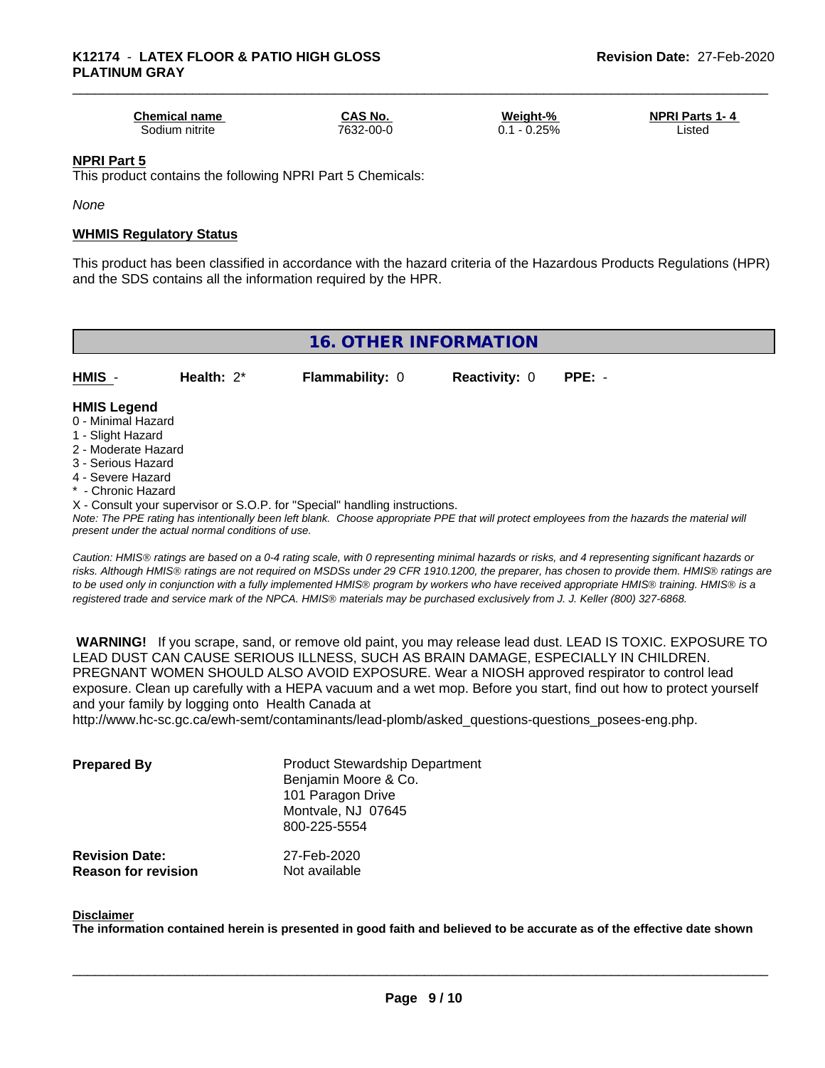| Chemical name | CAS No. | Weight-% | NPRI Parts 1- 4 |
|---|---|---|---|
| Sodium nitrite | 7632-00-0 | 0.1 - 0.25% | Listed |

**NPRI Part 5**

This product contains the following NPRI Part 5 Chemicals:

*None*

**WHMIS Regulatory Status**

This product has been classified in accordance with the hazard criteria of the Hazardous Products Regulations (HPR) and the SDS contains all the information required by the HPR.

## 16. OTHER INFORMATION

| HMIS - | Health: 2* | Flammability: 0 | Reactivity: 0 | PPE: - |
|---|---|---|---|---|

**HMIS Legend**

0 - Minimal Hazard
1 - Slight Hazard
2 - Moderate Hazard
3 - Serious Hazard
4 - Severe Hazard
* - Chronic Hazard
X - Consult your supervisor or S.O.P. for "Special" handling instructions.

*Note: The PPE rating has intentionally been left blank. Choose appropriate PPE that will protect employees from the hazards the material will present under the actual normal conditions of use.*

*Caution: HMIS® ratings are based on a 0-4 rating scale, with 0 representing minimal hazards or risks, and 4 representing significant hazards or risks. Although HMIS® ratings are not required on MSDSs under 29 CFR 1910.1200, the preparer, has chosen to provide them. HMIS® ratings are to be used only in conjunction with a fully implemented HMIS® program by workers who have received appropriate HMIS® training. HMIS® is a registered trade and service mark of the NPCA. HMIS® materials may be purchased exclusively from J. J. Keller (800) 327-6868.*

**WARNING!** If you scrape, sand, or remove old paint, you may release lead dust. LEAD IS TOXIC. EXPOSURE TO LEAD DUST CAN CAUSE SERIOUS ILLNESS, SUCH AS BRAIN DAMAGE, ESPECIALLY IN CHILDREN. PREGNANT WOMEN SHOULD ALSO AVOID EXPOSURE. Wear a NIOSH approved respirator to control lead exposure. Clean up carefully with a HEPA vacuum and a wet mop. Before you start, find out how to protect yourself and your family by logging onto Health Canada at http://www.hc-sc.gc.ca/ewh-semt/contaminants/lead-plomb/asked_questions-questions_posees-eng.php.

**Prepared By**
Product Stewardship Department
Benjamin Moore & Co.
101 Paragon Drive
Montvale, NJ 07645
800-225-5554

**Revision Date:** 27-Feb-2020
**Reason for revision** Not available

**Disclaimer**

**The information contained herein is presented in good faith and believed to be accurate as of the effective date shown**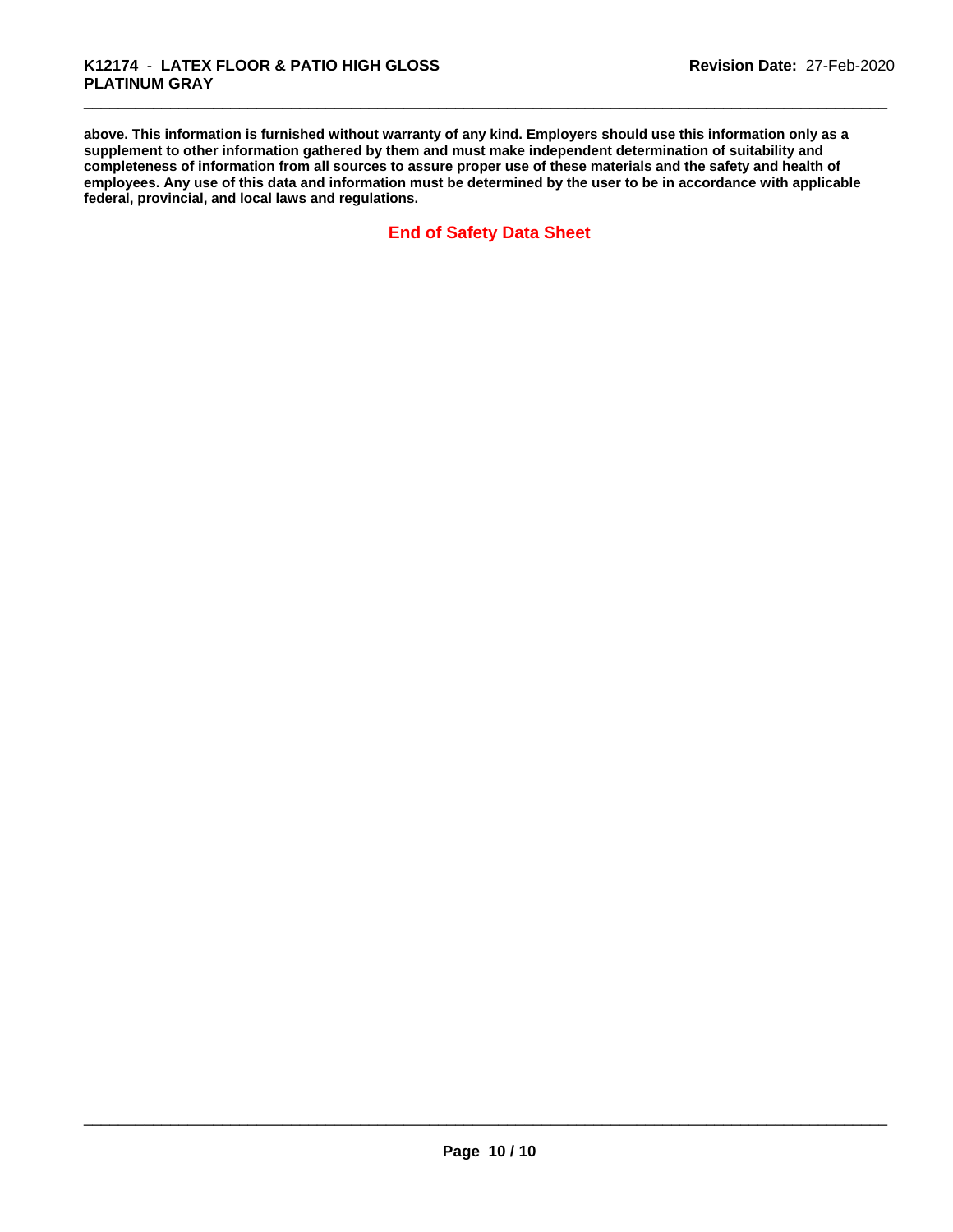**above. This information is furnished without warranty of any kind. Employers should use this information only as a supplement to other information gathered by them and must make independent determination of suitability and completeness of information from all sources to assure proper use of these materials and the safety and health of employees. Any use of this data and information must be determined by the user to be in accordance with applicable federal, provincial, and local laws and regulations.**

**End of Safety Data Sheet**